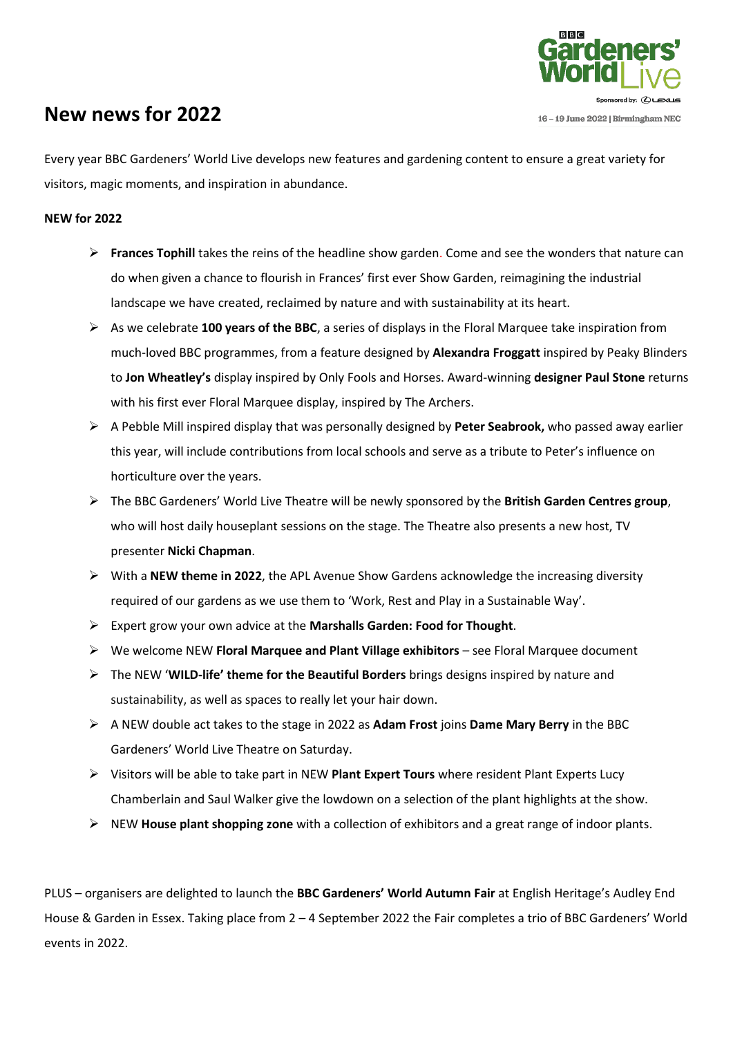# New news for 2022

BBC Gardeners' World Live

Sponsored by: LEXUS

16 – 19 June 2022 | Birmingham NEC

Every year BBC Gardeners' World Live develops new features and gardening content to ensure a great variety for visitors, magic moments, and inspiration in abundance.

**NEW for 2022**

- **Frances Tophill** takes the reins of the headline show garden. Come and see the wonders that nature can do when given a chance to flourish in Frances' first ever Show Garden, reimagining the industrial landscape we have created, reclaimed by nature and with sustainability at its heart.
- As we celebrate **100 years of the BBC**, a series of displays in the Floral Marquee take inspiration from much-loved BBC programmes, from a feature designed by **Alexandra Froggatt** inspired by Peaky Blinders to **Jon Wheatley's** display inspired by Only Fools and Horses. Award-winning **designer Paul Stone** returns with his first ever Floral Marquee display, inspired by The Archers.
- A Pebble Mill inspired display that was personally designed by **Peter Seabrook,** who passed away earlier this year, will include contributions from local schools and serve as a tribute to Peter's influence on horticulture over the years.
- The BBC Gardeners' World Live Theatre will be newly sponsored by the **British Garden Centres group**, who will host daily houseplant sessions on the stage. The Theatre also presents a new host, TV presenter **Nicki Chapman**.
- With a **NEW theme in 2022**, the APL Avenue Show Gardens acknowledge the increasing diversity required of our gardens as we use them to 'Work, Rest and Play in a Sustainable Way'.
- Expert grow your own advice at the **Marshalls Garden: Food for Thought**.
- We welcome NEW **Floral Marquee and Plant Village exhibitors** – see Floral Marquee document
- The NEW '**WILD-life' theme for the Beautiful Borders** brings designs inspired by nature and sustainability, as well as spaces to really let your hair down.
- A NEW double act takes to the stage in 2022 as **Adam Frost** joins **Dame Mary Berry** in the BBC Gardeners' World Live Theatre on Saturday.
- Visitors will be able to take part in NEW **Plant Expert Tours** where resident Plant Experts Lucy Chamberlain and Saul Walker give the lowdown on a selection of the plant highlights at the show.
- NEW **House plant shopping zone** with a collection of exhibitors and a great range of indoor plants.

PLUS – organisers are delighted to launch the **BBC Gardeners' World Autumn Fair** at English Heritage's Audley End House & Garden in Essex. Taking place from 2 – 4 September 2022 the Fair completes a trio of BBC Gardeners' World events in 2022.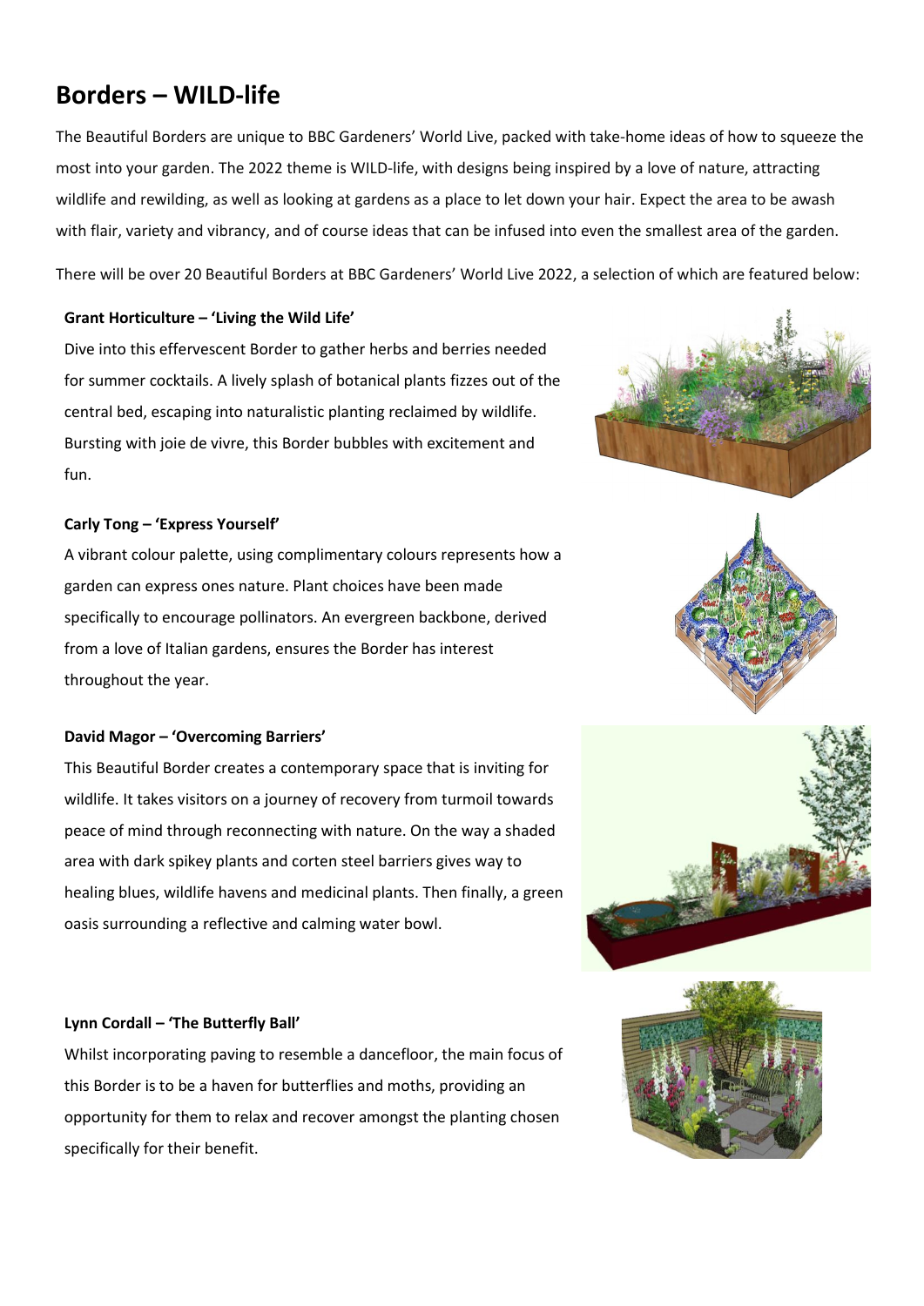# Borders – WILD-life

The Beautiful Borders are unique to BBC Gardeners' World Live, packed with take-home ideas of how to squeeze the most into your garden. The 2022 theme is WILD-life, with designs being inspired by a love of nature, attracting wildlife and rewilding, as well as looking at gardens as a place to let down your hair. Expect the area to be awash with flair, variety and vibrancy, and of course ideas that can be infused into even the smallest area of the garden.

There will be over 20 Beautiful Borders at BBC Gardeners' World Live 2022, a selection of which are featured below:

**Grant Horticulture – 'Living the Wild Life'**

Dive into this effervescent Border to gather herbs and berries needed for summer cocktails. A lively splash of botanical plants fizzes out of the central bed, escaping into naturalistic planting reclaimed by wildlife. Bursting with joie de vivre, this Border bubbles with excitement and fun.

**Carly Tong – 'Express Yourself'**

A vibrant colour palette, using complimentary colours represents how a garden can express ones nature. Plant choices have been made specifically to encourage pollinators. An evergreen backbone, derived from a love of Italian gardens, ensures the Border has interest throughout the year.

**David Magor – 'Overcoming Barriers'**

This Beautiful Border creates a contemporary space that is inviting for wildlife. It takes visitors on a journey of recovery from turmoil towards peace of mind through reconnecting with nature. On the way a shaded area with dark spikey plants and corten steel barriers gives way to healing blues, wildlife havens and medicinal plants. Then finally, a green oasis surrounding a reflective and calming water bowl.

**Lynn Cordall – 'The Butterfly Ball'**

Whilst incorporating paving to resemble a dancefloor, the main focus of this Border is to be a haven for butterflies and moths, providing an opportunity for them to relax and recover amongst the planting chosen specifically for their benefit.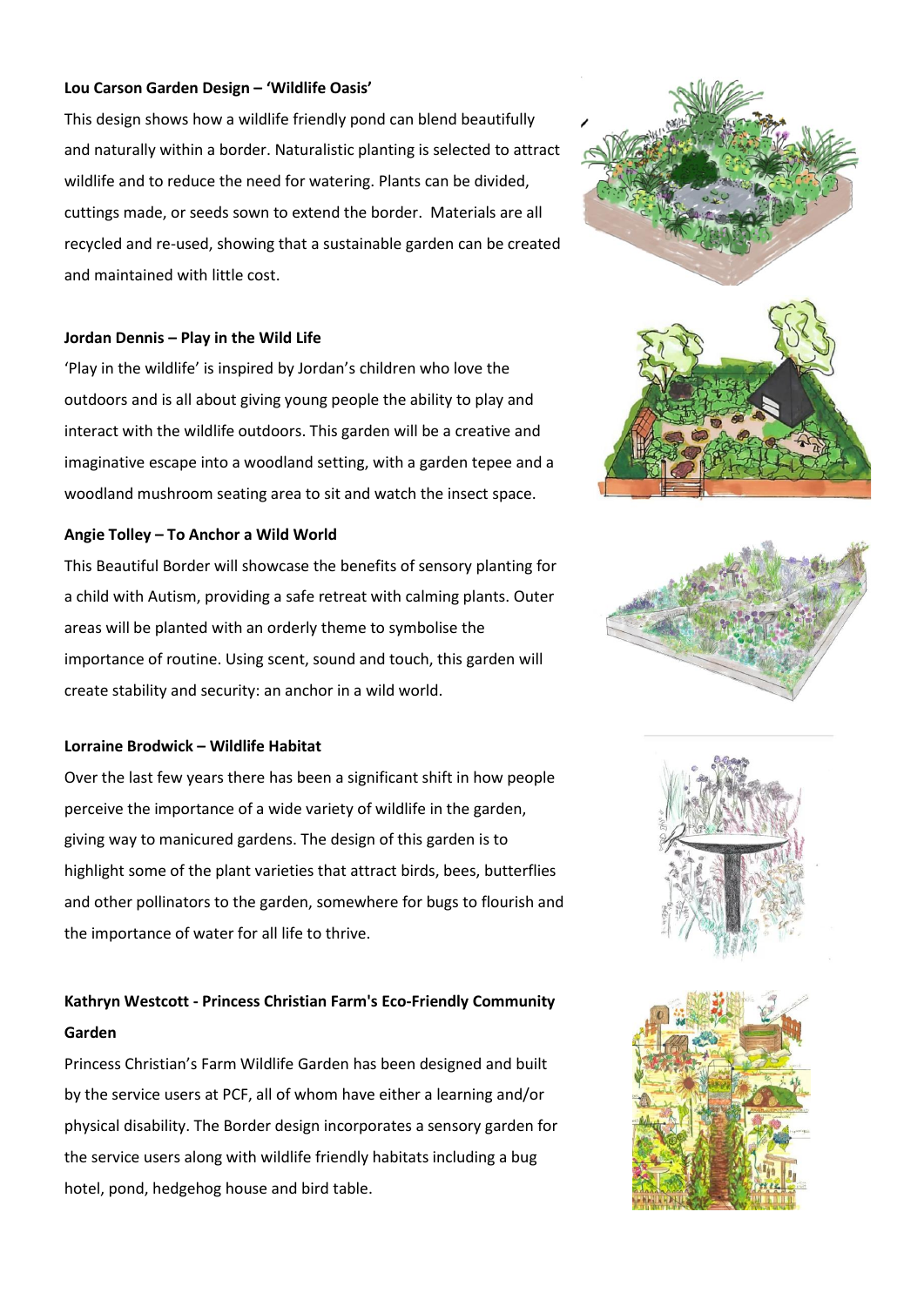**Lou Carson Garden Design – 'Wildlife Oasis'**

This design shows how a wildlife friendly pond can blend beautifully and naturally within a border. Naturalistic planting is selected to attract wildlife and to reduce the need for watering. Plants can be divided, cuttings made, or seeds sown to extend the border. Materials are all recycled and re-used, showing that a sustainable garden can be created and maintained with little cost.

**Jordan Dennis – Play in the Wild Life**

'Play in the wildlife' is inspired by Jordan's children who love the outdoors and is all about giving young people the ability to play and interact with the wildlife outdoors. This garden will be a creative and imaginative escape into a woodland setting, with a garden tepee and a woodland mushroom seating area to sit and watch the insect space.

**Angie Tolley – To Anchor a Wild World**

This Beautiful Border will showcase the benefits of sensory planting for a child with Autism, providing a safe retreat with calming plants. Outer areas will be planted with an orderly theme to symbolise the importance of routine. Using scent, sound and touch, this garden will create stability and security: an anchor in a wild world.

**Lorraine Brodwick – Wildlife Habitat**

Over the last few years there has been a significant shift in how people perceive the importance of a wide variety of wildlife in the garden, giving way to manicured gardens. The design of this garden is to highlight some of the plant varieties that attract birds, bees, butterflies and other pollinators to the garden, somewhere for bugs to flourish and the importance of water for all life to thrive.

**Kathryn Westcott - Princess Christian Farm's Eco-Friendly Community Garden**

Princess Christian's Farm Wildlife Garden has been designed and built by the service users at PCF, all of whom have either a learning and/or physical disability. The Border design incorporates a sensory garden for the service users along with wildlife friendly habitats including a bug hotel, pond, hedgehog house and bird table.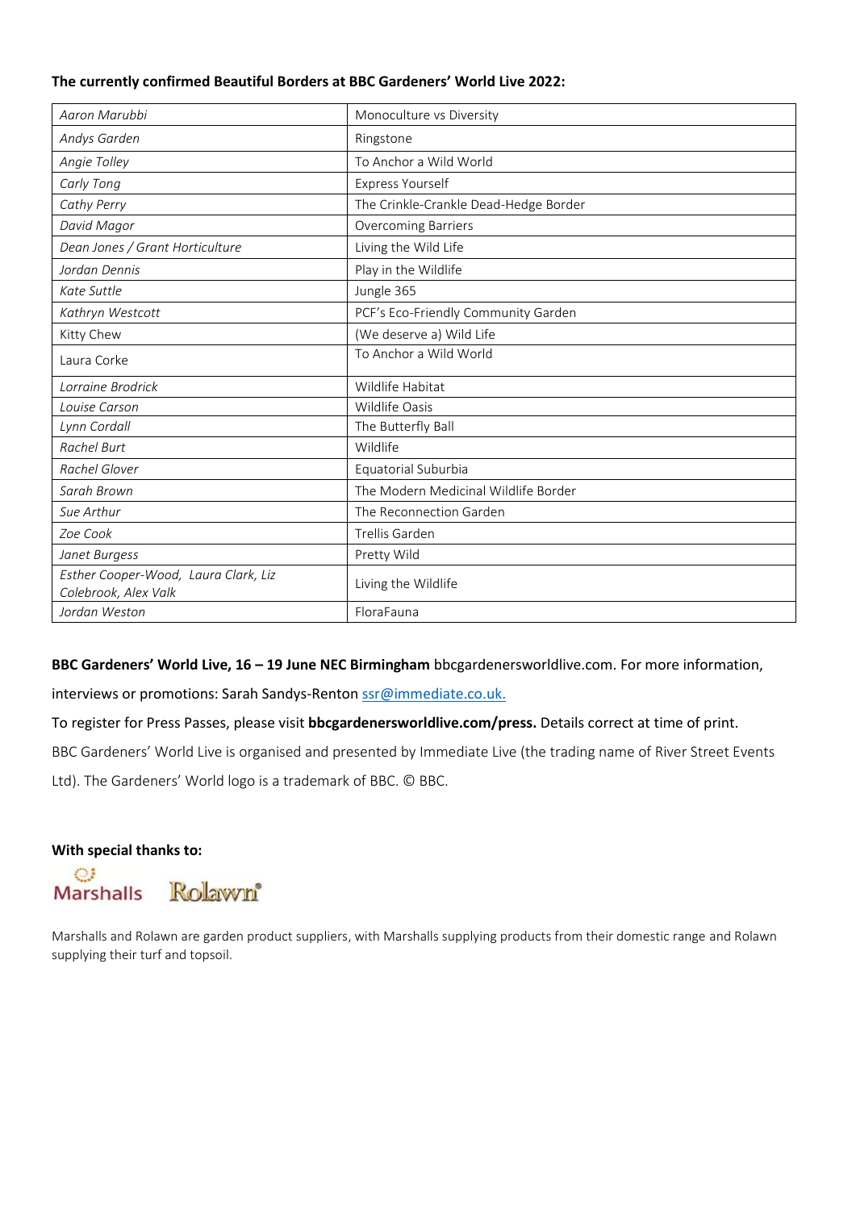**The currently confirmed Beautiful Borders at BBC Gardeners' World Live 2022:**

| | |
|---|---|
| *Aaron Marubbi* | Monoculture vs Diversity |
| *Andys Garden* | Ringstone |
| *Angie Tolley* | To Anchor a Wild World |
| *Carly Tong* | Express Yourself |
| *Cathy Perry* | The Crinkle-Crankle Dead-Hedge Border |
| *David Magor* | Overcoming Barriers |
| *Dean Jones / Grant Horticulture* | Living the Wild Life |
| *Jordan Dennis* | Play in the Wildlife |
| *Kate Suttle* | Jungle 365 |
| *Kathryn Westcott* | PCF's Eco-Friendly Community Garden |
| Kitty Chew | (We deserve a) Wild Life |
| Laura Corke | To Anchor a Wild World |
| *Lorraine Brodrick* | Wildlife Habitat |
| *Louise Carson* | Wildlife Oasis |
| *Lynn Cordall* | The Butterfly Ball |
| *Rachel Burt* | Wildlife |
| *Rachel Glover* | Equatorial Suburbia |
| *Sarah Brown* | The Modern Medicinal Wildlife Border |
| *Sue Arthur* | The Reconnection Garden |
| *Zoe Cook* | Trellis Garden |
| *Janet Burgess* | Pretty Wild |
| *Esther Cooper-Wood, Laura Clark, Liz Colebrook, Alex Valk* | Living the Wildlife |
| *Jordan Weston* | FloraFauna |

**BBC Gardeners' World Live, 16 – 19 June NEC Birmingham** bbcgardenersworldlive.com. For more information, interviews or promotions: Sarah Sandys-Renton ssr@immediate.co.uk.

To register for Press Passes, please visit **bbcgardenersworldlive.com/press.** Details correct at time of print.

BBC Gardeners' World Live is organised and presented by Immediate Live (the trading name of River Street Events Ltd). The Gardeners' World logo is a trademark of BBC. © BBC.

**With special thanks to:**

Marshalls Rolawn®

Marshalls and Rolawn are garden product suppliers, with Marshalls supplying products from their domestic range and Rolawn supplying their turf and topsoil.